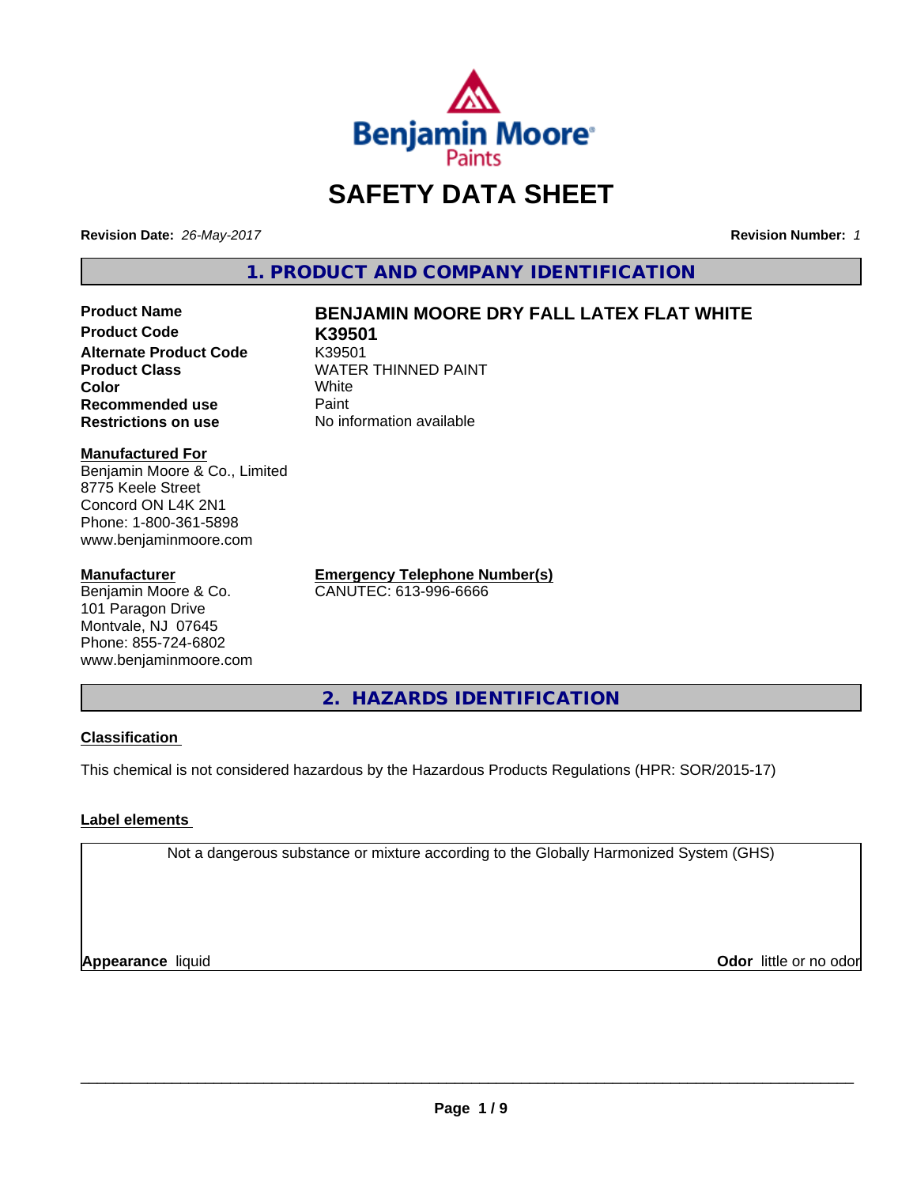# SAFETY DATA SHEET

**Revision Date:** *26-May-2017*

**Revision Number:** *1*

## 1. PRODUCT AND COMPANY IDENTIFICATION

| | |
|---|---|
| **Product Name** | **BENJAMIN MOORE DRY FALL LATEX FLAT WHITE** |
| **Product Code** | **K39501** |
| **Alternate Product Code** | K39501 |
| **Product Class** | WATER THINNED PAINT |
| **Color** | White |
| **Recommended use** | Paint |
| **Restrictions on use** | No information available |

**Manufactured For**
Benjamin Moore & Co., Limited
8775 Keele Street
Concord ON L4K 2N1
Phone: 1-800-361-5898
www.benjaminmoore.com

**Manufacturer**
Benjamin Moore & Co.
101 Paragon Drive
Montvale, NJ 07645
Phone: 855-724-6802
www.benjaminmoore.com

**Emergency Telephone Number(s)**
CANUTEC: 613-996-6666

## 2. HAZARDS IDENTIFICATION

**Classification**

This chemical is not considered hazardous by the Hazardous Products Regulations (HPR: SOR/2015-17)

**Label elements**

Not a dangerous substance or mixture according to the Globally Harmonized System (GHS)

**Appearance** liquid

**Odor** little or no odor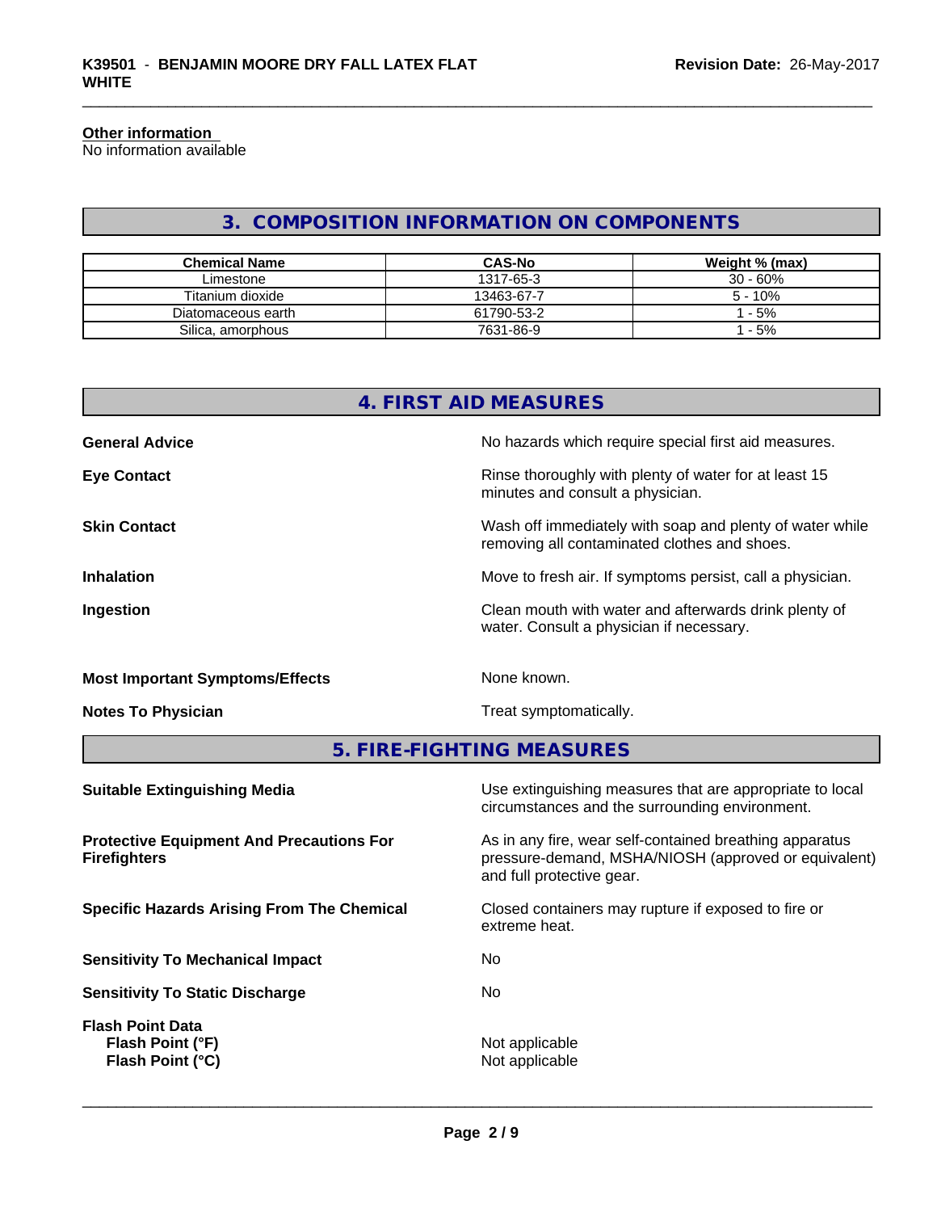**Other information**
No information available

## 3. COMPOSITION INFORMATION ON COMPONENTS

| Chemical Name | CAS-No | Weight % (max) |
| --- | --- | --- |
| Limestone | 1317-65-3 | 30 - 60% |
| Titanium dioxide | 13463-67-7 | 5 - 10% |
| Diatomaceous earth | 61790-53-2 | 1 - 5% |
| Silica, amorphous | 7631-86-9 | 1 - 5% |

## 4. FIRST AID MEASURES

**General Advice**
No hazards which require special first aid measures.

**Eye Contact**
Rinse thoroughly with plenty of water for at least 15 minutes and consult a physician.

**Skin Contact**
Wash off immediately with soap and plenty of water while removing all contaminated clothes and shoes.

**Inhalation**
Move to fresh air. If symptoms persist, call a physician.

**Ingestion**
Clean mouth with water and afterwards drink plenty of water. Consult a physician if necessary.

**Most Important Symptoms/Effects**
None known.

**Notes To Physician**
Treat symptomatically.

## 5. FIRE-FIGHTING MEASURES

**Suitable Extinguishing Media**
Use extinguishing measures that are appropriate to local circumstances and the surrounding environment.

**Protective Equipment And Precautions For Firefighters**
As in any fire, wear self-contained breathing apparatus pressure-demand, MSHA/NIOSH (approved or equivalent) and full protective gear.

**Specific Hazards Arising From The Chemical**
Closed containers may rupture if exposed to fire or extreme heat.

**Sensitivity To Mechanical Impact**
No

**Sensitivity To Static Discharge**
No

**Flash Point Data**
**Flash Point (°F)** Not applicable
**Flash Point (°C)** Not applicable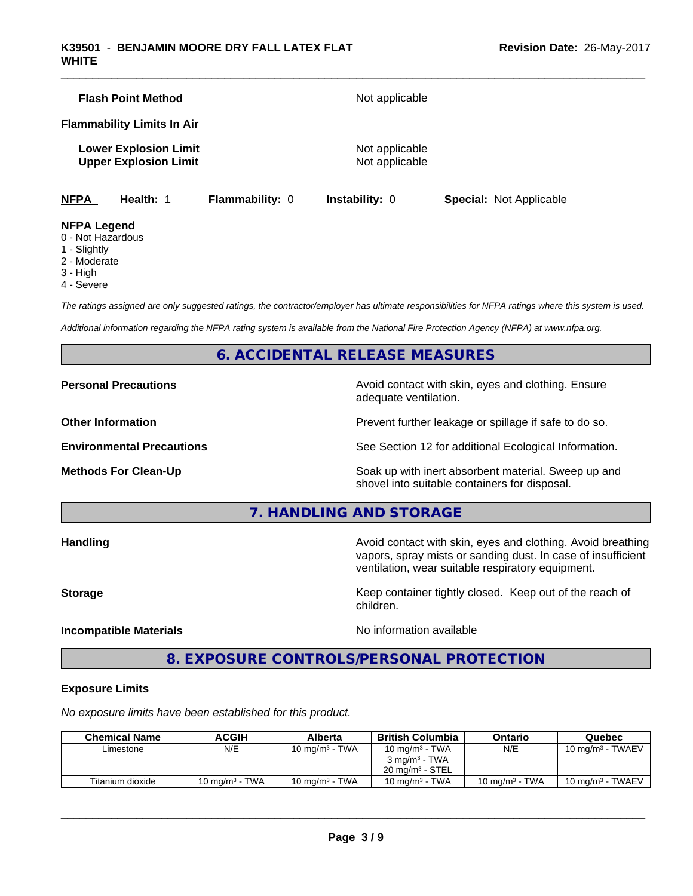**Flash Point Method** Not applicable

**Flammability Limits In Air**

**Lower Explosion Limit** Not applicable
**Upper Explosion Limit** Not applicable

**NFPA** **Health:** 1 **Flammability:** 0 **Instability:** 0 **Special:** Not Applicable

**NFPA Legend**
- 0 - Not Hazardous
- 1 - Slightly
- 2 - Moderate
- 3 - High
- 4 - Severe

*The ratings assigned are only suggested ratings, the contractor/employer has ultimate responsibilities for NFPA ratings where this system is used.*

*Additional information regarding the NFPA rating system is available from the National Fire Protection Agency (NFPA) at www.nfpa.org.*

## 6. ACCIDENTAL RELEASE MEASURES

**Personal Precautions** Avoid contact with skin, eyes and clothing. Ensure adequate ventilation.

**Other Information** Prevent further leakage or spillage if safe to do so.

**Environmental Precautions** See Section 12 for additional Ecological Information.

**Methods For Clean-Up** Soak up with inert absorbent material. Sweep up and shovel into suitable containers for disposal.

## 7. HANDLING AND STORAGE

**Handling** Avoid contact with skin, eyes and clothing. Avoid breathing vapors, spray mists or sanding dust. In case of insufficient ventilation, wear suitable respiratory equipment.

**Storage** Keep container tightly closed. Keep out of the reach of children.

**Incompatible Materials** No information available

## 8. EXPOSURE CONTROLS/PERSONAL PROTECTION

**Exposure Limits**

*No exposure limits have been established for this product.*

| Chemical Name | ACGIH | Alberta | British Columbia | Ontario | Quebec |
|---|---|---|---|---|---|
| Limestone | N/E | 10 mg/m³ - TWA | 10 mg/m³ - TWA<br>3 mg/m³ - TWA<br>20 mg/m³ - STEL | N/E | 10 mg/m³ - TWAEV |
| Titanium dioxide | 10 mg/m³ - TWA | 10 mg/m³ - TWA | 10 mg/m³ - TWA | 10 mg/m³ - TWA | 10 mg/m³ - TWAEV |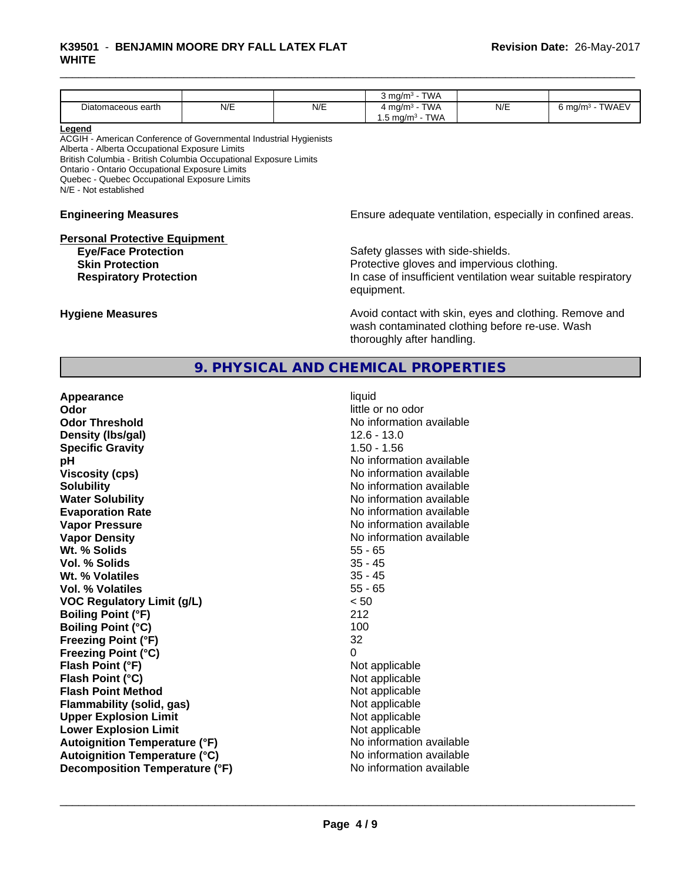| | | | 3 mg/m³ - TWA | | |
|---|---|---|---|---|---|
| Diatomaceous earth | N/E | N/E | 4 mg/m³ - TWA<br>1.5 mg/m³ - TWA | N/E | 6 mg/m³ - TWAEV |

**Legend**

ACGIH - American Conference of Governmental Industrial Hygienists
Alberta - Alberta Occupational Exposure Limits
British Columbia - British Columbia Occupational Exposure Limits
Ontario - Ontario Occupational Exposure Limits
Quebec - Quebec Occupational Exposure Limits
N/E - Not established

**Engineering Measures**: Ensure adequate ventilation, especially in confined areas.

**Personal Protective Equipment**

- **Eye/Face Protection**: Safety glasses with side-shields.
- **Skin Protection**: Protective gloves and impervious clothing.
- **Respiratory Protection**: In case of insufficient ventilation wear suitable respiratory equipment.

**Hygiene Measures**: Avoid contact with skin, eyes and clothing. Remove and wash contaminated clothing before re-use. Wash thoroughly after handling.

## 9. PHYSICAL AND CHEMICAL PROPERTIES

| Property | Value |
|---|---|
| **Appearance** | liquid |
| **Odor** | little or no odor |
| **Odor Threshold** | No information available |
| **Density (lbs/gal)** | 12.6 - 13.0 |
| **Specific Gravity** | 1.50 - 1.56 |
| **pH** | No information available |
| **Viscosity (cps)** | No information available |
| **Solubility** | No information available |
| **Water Solubility** | No information available |
| **Evaporation Rate** | No information available |
| **Vapor Pressure** | No information available |
| **Vapor Density** | No information available |
| **Wt. % Solids** | 55 - 65 |
| **Vol. % Solids** | 35 - 45 |
| **Wt. % Volatiles** | 35 - 45 |
| **Vol. % Volatiles** | 55 - 65 |
| **VOC Regulatory Limit (g/L)** | < 50 |
| **Boiling Point (°F)** | 212 |
| **Boiling Point (°C)** | 100 |
| **Freezing Point (°F)** | 32 |
| **Freezing Point (°C)** | 0 |
| **Flash Point (°F)** | Not applicable |
| **Flash Point (°C)** | Not applicable |
| **Flash Point Method** | Not applicable |
| **Flammability (solid, gas)** | Not applicable |
| **Upper Explosion Limit** | Not applicable |
| **Lower Explosion Limit** | Not applicable |
| **Autoignition Temperature (°F)** | No information available |
| **Autoignition Temperature (°C)** | No information available |
| **Decomposition Temperature (°F)** | No information available |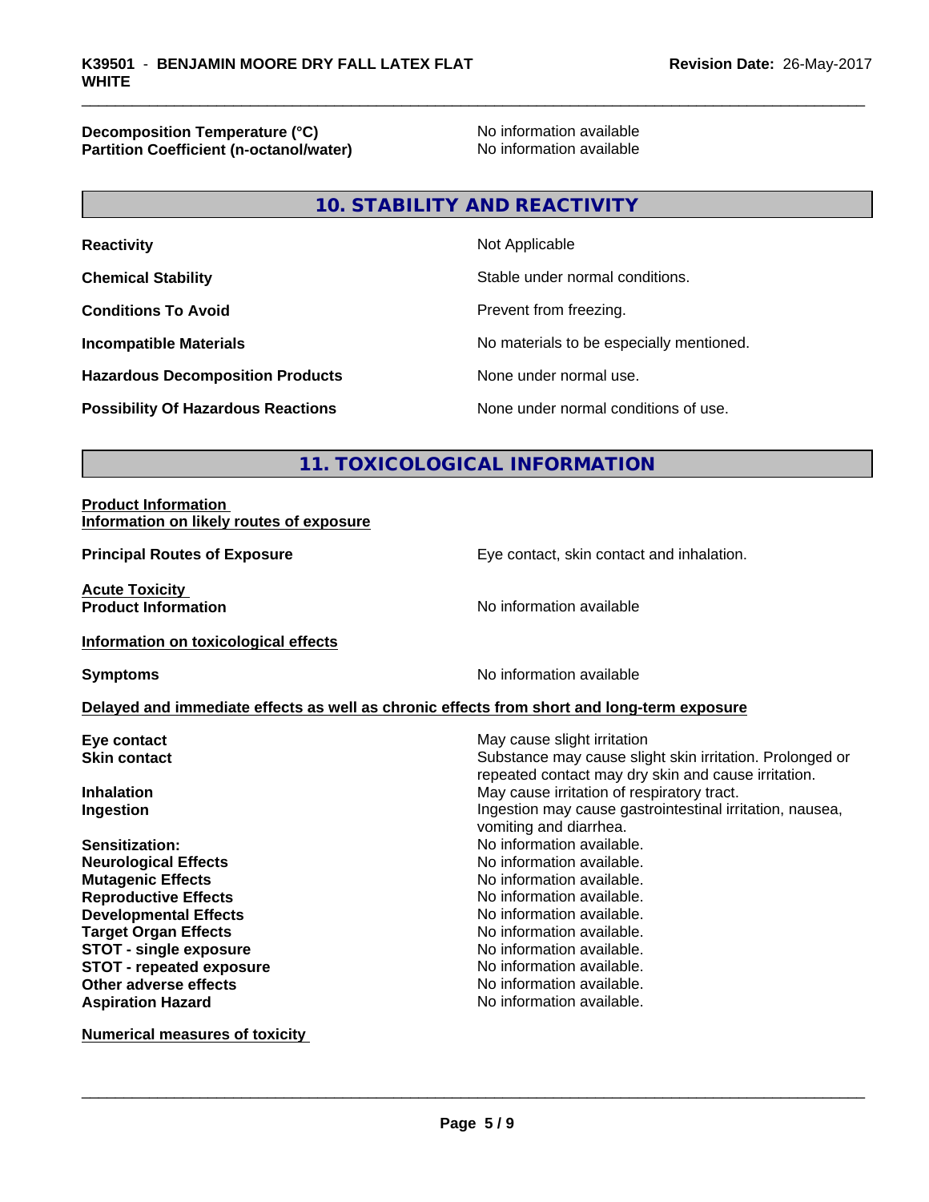| | |
|---|---|
| **Decomposition Temperature (°C)** | No information available |
| **Partition Coefficient (n-octanol/water)** | No information available |

## 10. STABILITY AND REACTIVITY

| | |
|---|---|
| **Reactivity** | Not Applicable |
| **Chemical Stability** | Stable under normal conditions. |
| **Conditions To Avoid** | Prevent from freezing. |
| **Incompatible Materials** | No materials to be especially mentioned. |
| **Hazardous Decomposition Products** | None under normal use. |
| **Possibility Of Hazardous Reactions** | None under normal conditions of use. |

## 11. TOXICOLOGICAL INFORMATION

**Product Information**
**Information on likely routes of exposure**

| | |
|---|---|
| **Principal Routes of Exposure** | Eye contact, skin contact and inhalation. |

**Acute Toxicity**

| | |
|---|---|
| **Product Information** | No information available |

**Information on toxicological effects**

| | |
|---|---|
| **Symptoms** | No information available |

**Delayed and immediate effects as well as chronic effects from short and long-term exposure**

| | |
|---|---|
| **Eye contact** | May cause slight irritation |
| **Skin contact** | Substance may cause slight skin irritation. Prolonged or repeated contact may dry skin and cause irritation. |
| **Inhalation** | May cause irritation of respiratory tract. |
| **Ingestion** | Ingestion may cause gastrointestinal irritation, nausea, vomiting and diarrhea. |
| **Sensitization:** | No information available. |
| **Neurological Effects** | No information available. |
| **Mutagenic Effects** | No information available. |
| **Reproductive Effects** | No information available. |
| **Developmental Effects** | No information available. |
| **Target Organ Effects** | No information available. |
| **STOT - single exposure** | No information available. |
| **STOT - repeated exposure** | No information available. |
| **Other adverse effects** | No information available. |
| **Aspiration Hazard** | No information available. |

**Numerical measures of toxicity**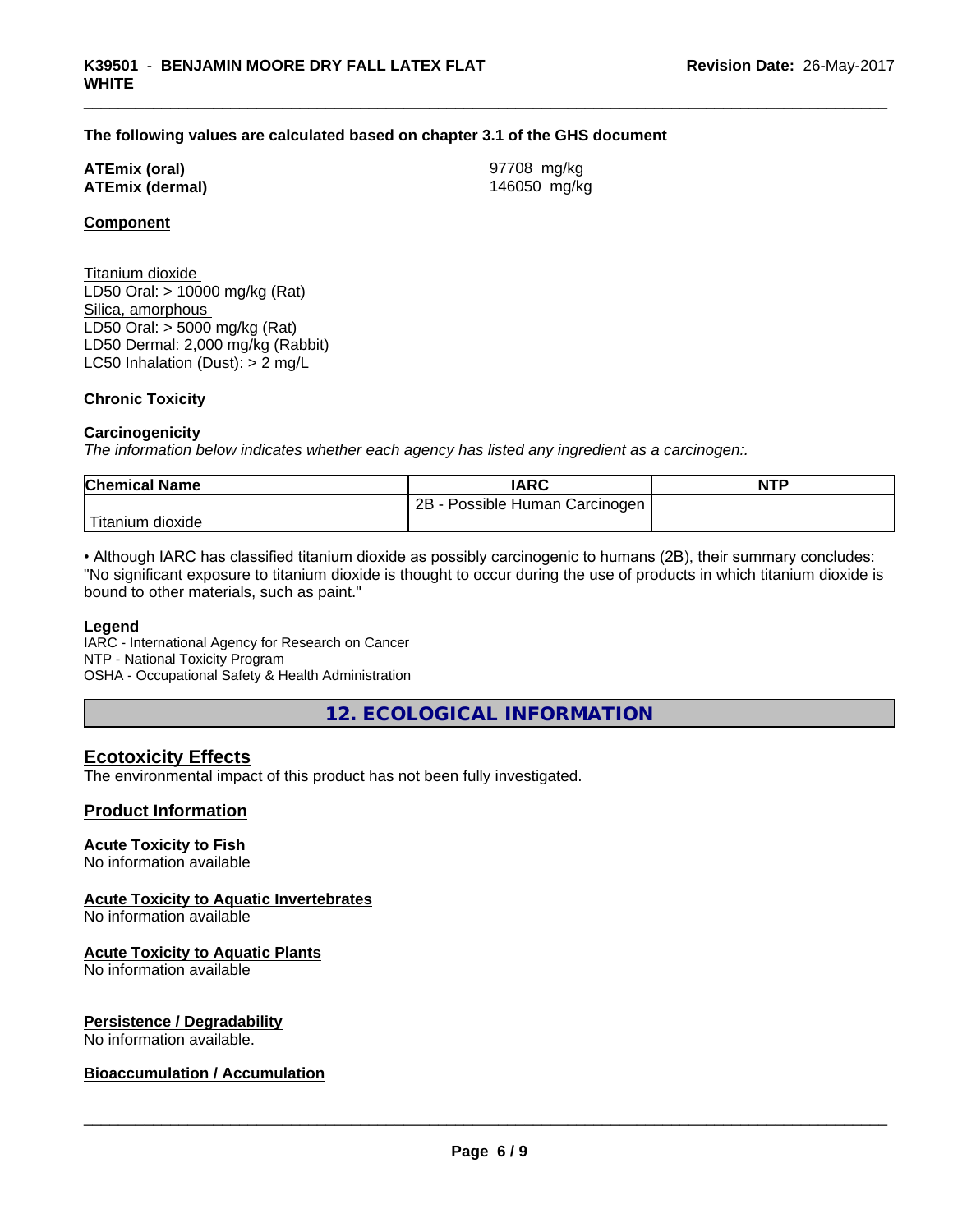**The following values are calculated based on chapter 3.1 of the GHS document**

| | |
|---|---|
| **ATEmix (oral)** | 97708 mg/kg |
| **ATEmix (dermal)** | 146050 mg/kg |

**Component**

Titanium dioxide
LD50 Oral: > 10000 mg/kg (Rat)
Silica, amorphous
LD50 Oral: > 5000 mg/kg (Rat)
LD50 Dermal: 2,000 mg/kg (Rabbit)
LC50 Inhalation (Dust): > 2 mg/L

**Chronic Toxicity**

**Carcinogenicity**

*The information below indicates whether each agency has listed any ingredient as a carcinogen:.*

| Chemical Name | IARC | NTP |
|---|---|---|
| Titanium dioxide | 2B - Possible Human Carcinogen | |

• Although IARC has classified titanium dioxide as possibly carcinogenic to humans (2B), their summary concludes: "No significant exposure to titanium dioxide is thought to occur during the use of products in which titanium dioxide is bound to other materials, such as paint."

**Legend**

IARC - International Agency for Research on Cancer
NTP - National Toxicity Program
OSHA - Occupational Safety & Health Administration

## 12. ECOLOGICAL INFORMATION

### Ecotoxicity Effects

The environmental impact of this product has not been fully investigated.

### Product Information

**Acute Toxicity to Fish**

No information available

**Acute Toxicity to Aquatic Invertebrates**

No information available

**Acute Toxicity to Aquatic Plants**

No information available

**Persistence / Degradability**

No information available.

**Bioaccumulation / Accumulation**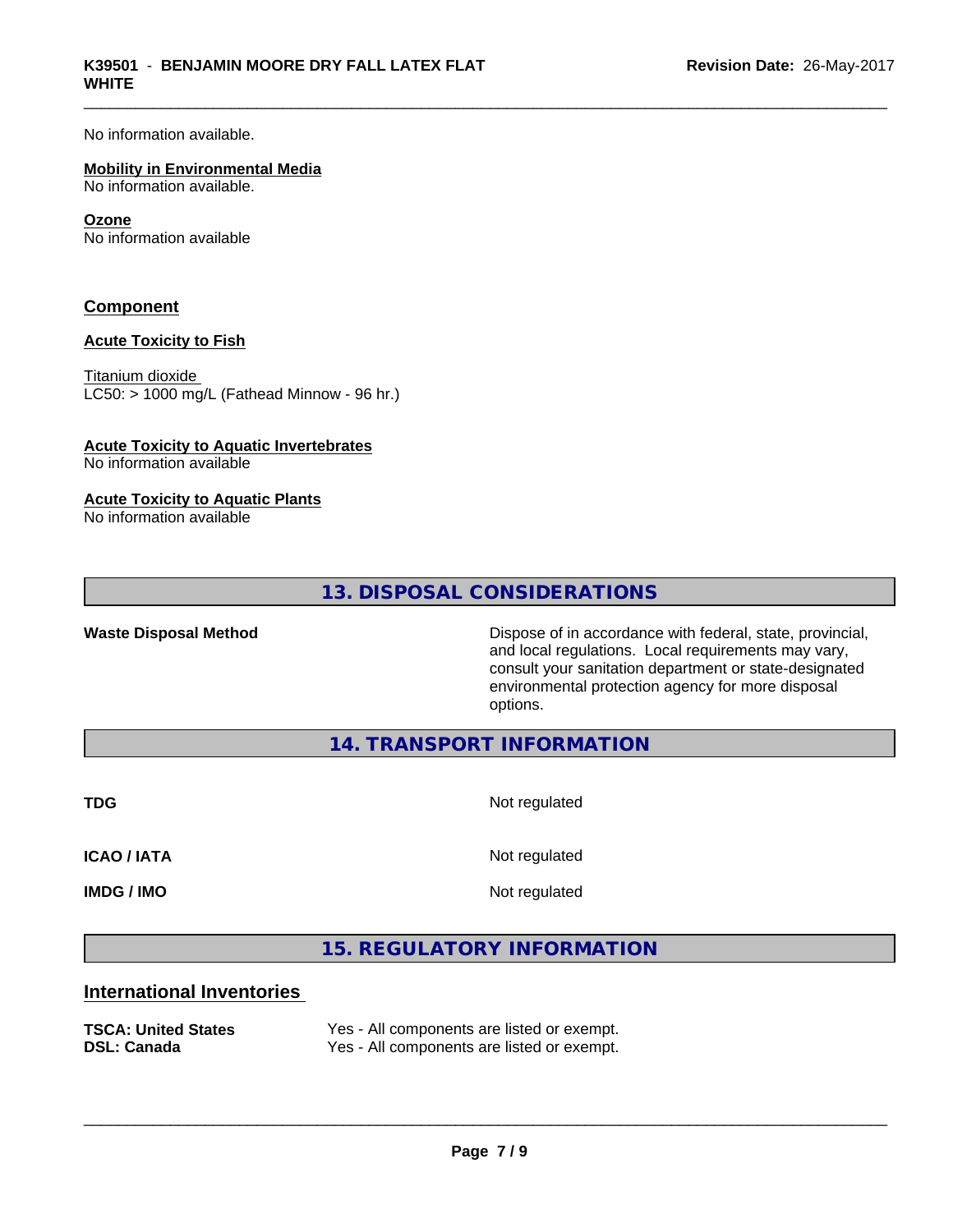No information available.

**Mobility in Environmental Media**
No information available.

**Ozone**
No information available

## Component

**Acute Toxicity to Fish**

Titanium dioxide
LC50: > 1000 mg/L (Fathead Minnow - 96 hr.)

**Acute Toxicity to Aquatic Invertebrates**
No information available

**Acute Toxicity to Aquatic Plants**
No information available

## 13. DISPOSAL CONSIDERATIONS

| | |
|---|---|
| **Waste Disposal Method** | Dispose of in accordance with federal, state, provincial, and local regulations. Local requirements may vary, consult your sanitation department or state-designated environmental protection agency for more disposal options. |

## 14. TRANSPORT INFORMATION

| | |
|---|---|
| **TDG** | Not regulated |
| **ICAO / IATA** | Not regulated |
| **IMDG / IMO** | Not regulated |

## 15. REGULATORY INFORMATION

### International Inventories

| | |
|---|---|
| **TSCA: United States** | Yes - All components are listed or exempt. |
| **DSL: Canada** | Yes - All components are listed or exempt. |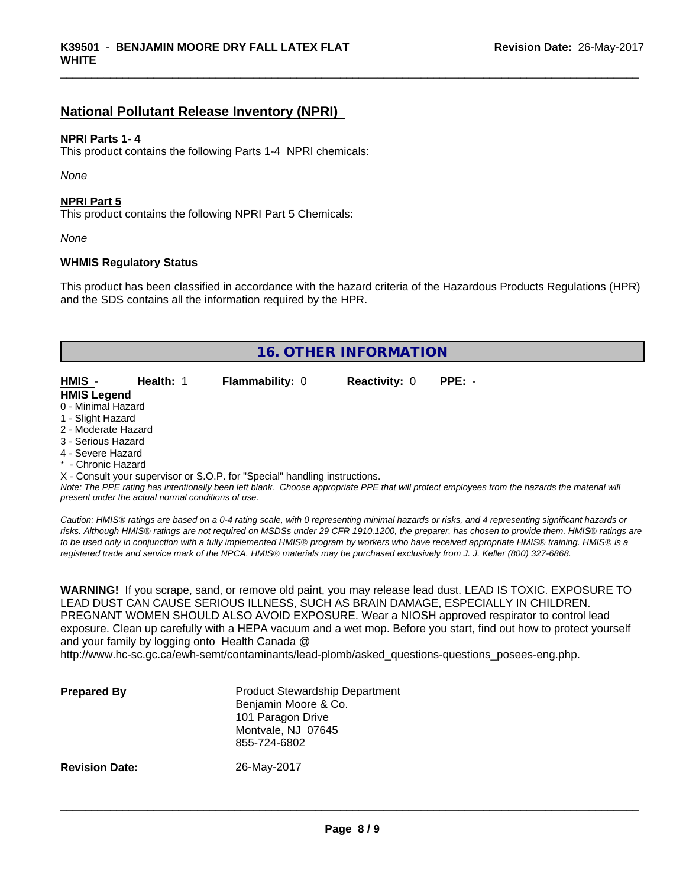## National Pollutant Release Inventory (NPRI)

**NPRI Parts 1- 4**
This product contains the following Parts 1-4 NPRI chemicals:

*None*

**NPRI Part 5**
This product contains the following NPRI Part 5 Chemicals:

*None*

**WHMIS Regulatory Status**

This product has been classified in accordance with the hazard criteria of the Hazardous Products Regulations (HPR) and the SDS contains all the information required by the HPR.

## 16. OTHER INFORMATION

| **HMIS** - | **Health:** 1 | **Flammability:** 0 | **Reactivity:** 0 | **PPE:** - |
|---|---|---|---|---|

**HMIS Legend**
0 - Minimal Hazard
1 - Slight Hazard
2 - Moderate Hazard
3 - Serious Hazard
4 - Severe Hazard
* - Chronic Hazard
X - Consult your supervisor or S.O.P. for "Special" handling instructions.

*Note: The PPE rating has intentionally been left blank. Choose appropriate PPE that will protect employees from the hazards the material will present under the actual normal conditions of use.*

*Caution: HMIS® ratings are based on a 0-4 rating scale, with 0 representing minimal hazards or risks, and 4 representing significant hazards or risks. Although HMIS® ratings are not required on MSDSs under 29 CFR 1910.1200, the preparer, has chosen to provide them. HMIS® ratings are to be used only in conjunction with a fully implemented HMIS® program by workers who have received appropriate HMIS® training. HMIS® is a registered trade and service mark of the NPCA. HMIS® materials may be purchased exclusively from J. J. Keller (800) 327-6868.*

**WARNING!** If you scrape, sand, or remove old paint, you may release lead dust. LEAD IS TOXIC. EXPOSURE TO LEAD DUST CAN CAUSE SERIOUS ILLNESS, SUCH AS BRAIN DAMAGE, ESPECIALLY IN CHILDREN. PREGNANT WOMEN SHOULD ALSO AVOID EXPOSURE. Wear a NIOSH approved respirator to control lead exposure. Clean up carefully with a HEPA vacuum and a wet mop. Before you start, find out how to protect yourself and your family by logging onto Health Canada @ http://www.hc-sc.gc.ca/ewh-semt/contaminants/lead-plomb/asked_questions-questions_posees-eng.php.

**Prepared By**

Product Stewardship Department
Benjamin Moore & Co.
101 Paragon Drive
Montvale, NJ 07645
855-724-6802

**Revision Date:** 26-May-2017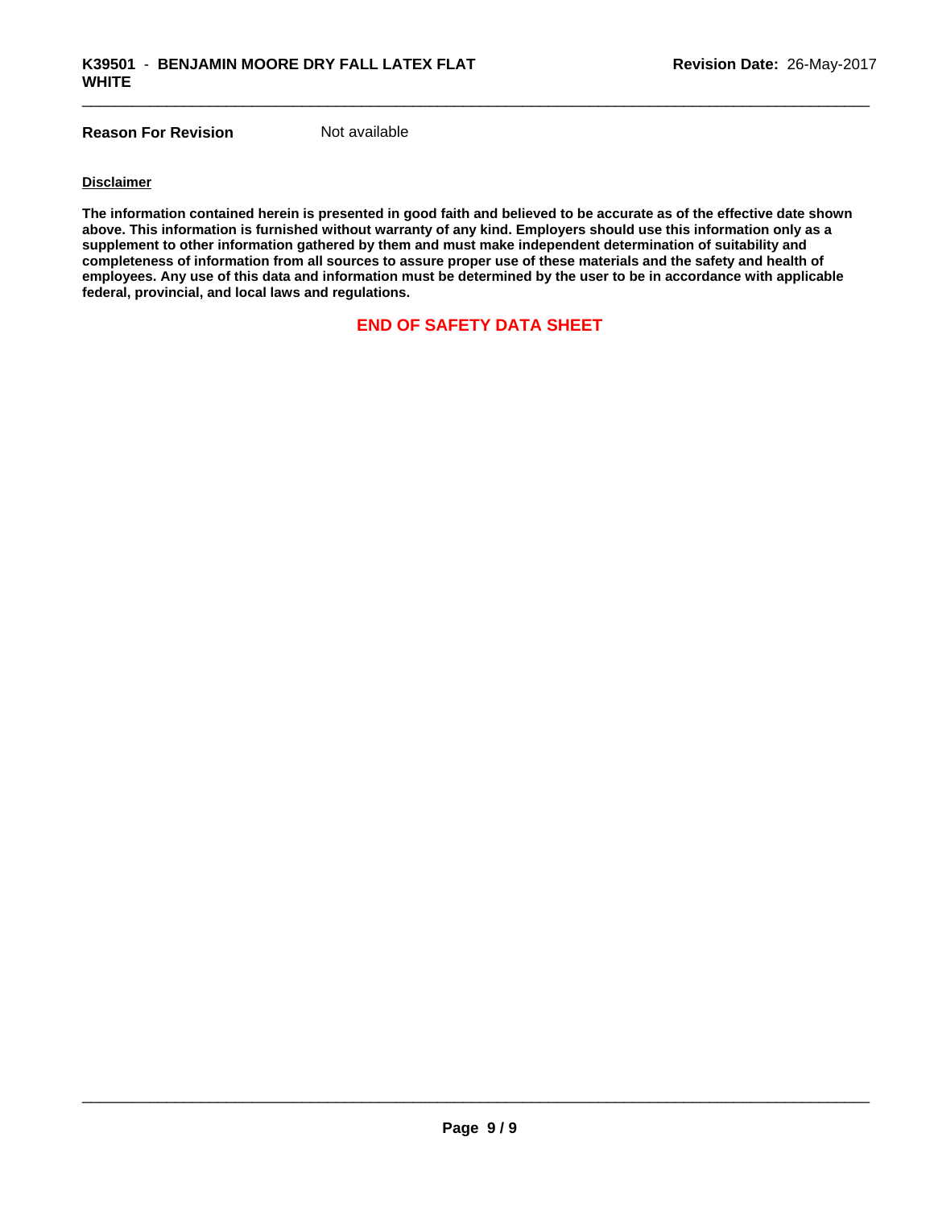**Reason For Revision** Not available

**Disclaimer**

**The information contained herein is presented in good faith and believed to be accurate as of the effective date shown above. This information is furnished without warranty of any kind. Employers should use this information only as a supplement to other information gathered by them and must make independent determination of suitability and completeness of information from all sources to assure proper use of these materials and the safety and health of employees. Any use of this data and information must be determined by the user to be in accordance with applicable federal, provincial, and local laws and regulations.**

**END OF SAFETY DATA SHEET**